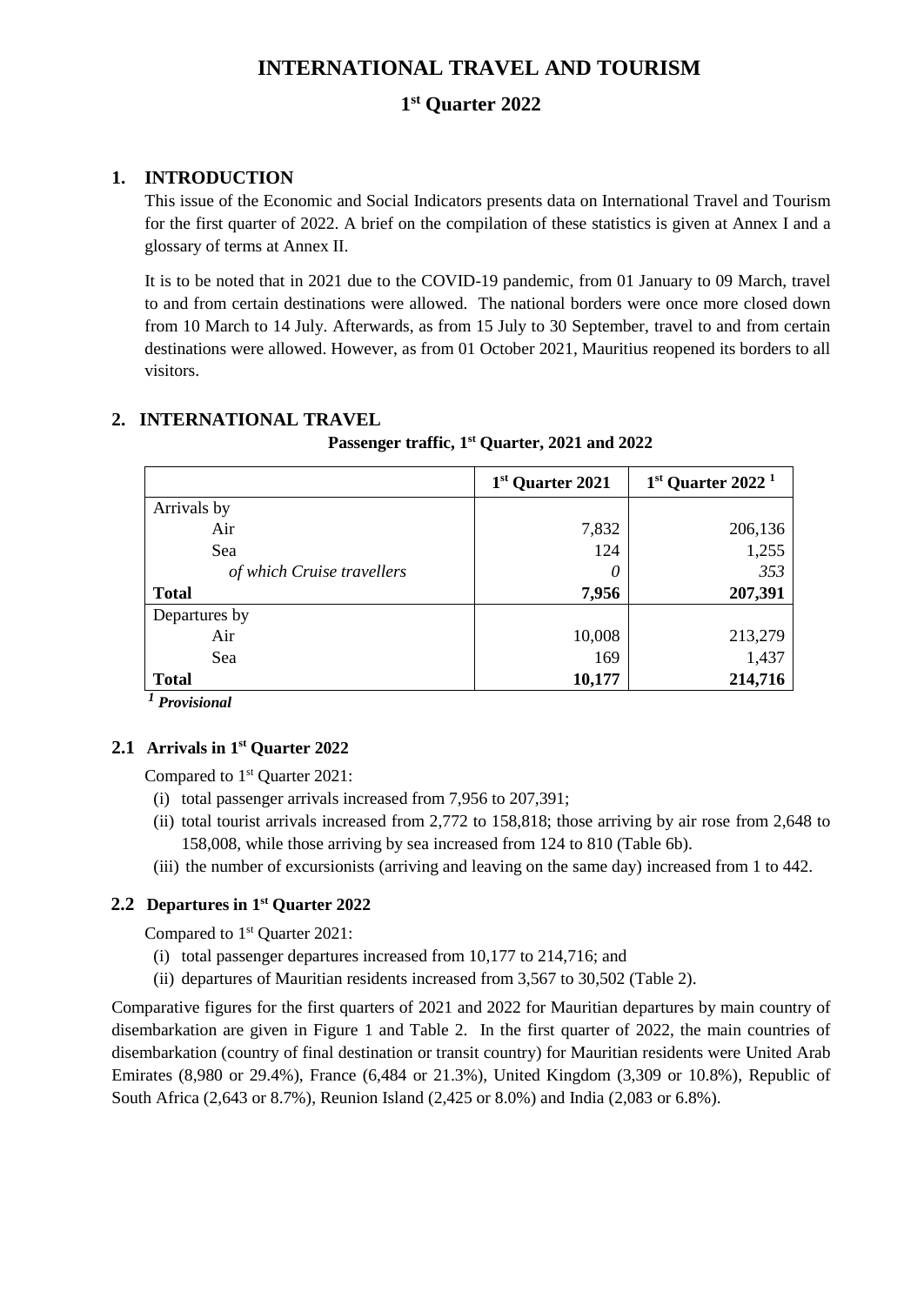# INTERNATIONAL TRAVEL AND TOURISM

## 1st Quarter 2022

### 1. INTRODUCTION

This issue of the Economic and Social Indicators presents data on International Travel and Tourism for the first quarter of 2022. A brief on the compilation of these statistics is given at Annex I and a glossary of terms at Annex II.

It is to be noted that in 2021 due to the COVID-19 pandemic, from 01 January to 09 March, travel to and from certain destinations were allowed. The national borders were once more closed down from 10 March to 14 July. Afterwards, as from 15 July to 30 September, travel to and from certain destinations were allowed. However, as from 01 October 2021, Mauritius reopened its borders to all visitors.

### 2. INTERNATIONAL TRAVEL

**Passenger traffic, 1st Quarter, 2021 and 2022**

| | 1st Quarter 2021 | 1st Quarter 2022 [1] |
|---|---:|---:|
| Arrivals by | | |
| Air | 7,832 | 206,136 |
| Sea | 124 | 1,255 |
| *of which Cruise travellers* | *0* | *353* |
| **Total** | **7,956** | **207,391** |
| Departures by | | |
| Air | 10,008 | 213,279 |
| Sea | 169 | 1,437 |
| **Total** | **10,177** | **214,716** |

[1] ***Provisional***

#### 2.1 Arrivals in 1st Quarter 2022

Compared to 1st Quarter 2021:

(i) total passenger arrivals increased from 7,956 to 207,391;

(ii) total tourist arrivals increased from 2,772 to 158,818; those arriving by air rose from 2,648 to 158,008, while those arriving by sea increased from 124 to 810 (Table 6b).

(iii) the number of excursionists (arriving and leaving on the same day) increased from 1 to 442.

#### 2.2 Departures in 1st Quarter 2022

Compared to 1st Quarter 2021:

(i) total passenger departures increased from 10,177 to 214,716; and

(ii) departures of Mauritian residents increased from 3,567 to 30,502 (Table 2).

Comparative figures for the first quarters of 2021 and 2022 for Mauritian departures by main country of disembarkation are given in Figure 1 and Table 2. In the first quarter of 2022, the main countries of disembarkation (country of final destination or transit country) for Mauritian residents were United Arab Emirates (8,980 or 29.4%), France (6,484 or 21.3%), United Kingdom (3,309 or 10.8%), Republic of South Africa (2,643 or 8.7%), Reunion Island (2,425 or 8.0%) and India (2,083 or 6.8%).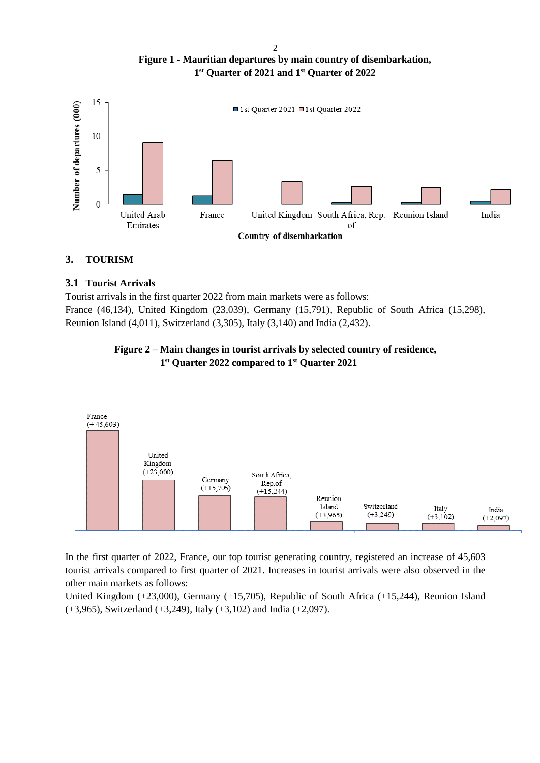**Figure 1 - Mauritian departures by main country of disembarkation, 1st Quarter of 2021 and 1st Quarter of 2022**

**Figure 2 – Main changes in tourist arrivals by selected country of residence, 1st Quarter 2022 compared to 1st Quarter 2021**

## 3. TOURISM

### 3.1 Tourist Arrivals

Tourist arrivals in the first quarter 2022 from main markets were as follows:

France (46,134), United Kingdom (23,039), Germany (15,791), Republic of South Africa (15,298), Reunion Island (4,011), Switzerland (3,305), Italy (3,140) and India (2,432).

In the first quarter of 2022, France, our top tourist generating country, registered an increase of 45,603 tourist arrivals compared to first quarter of 2021. Increases in tourist arrivals were also observed in the other main markets as follows:

United Kingdom (+23,000), Germany (+15,705), Republic of South Africa (+15,244), Reunion Island (+3,965), Switzerland (+3,249), Italy (+3,102) and India (+2,097).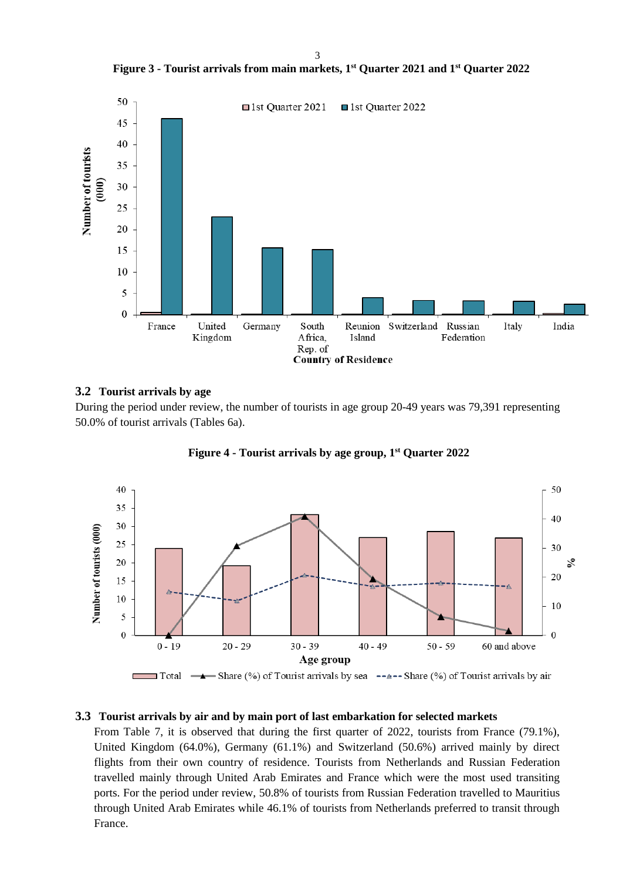**Figure 3 - Tourist arrivals from main markets, 1st Quarter 2021 and 1st Quarter 2022**

## 3.2 Tourist arrivals by age

During the period under review, the number of tourists in age group 20-49 years was 79,391 representing 50.0% of tourist arrivals (Tables 6a).

**Figure 4 - Tourist arrivals by age group, 1st Quarter 2022**

## 3.3 Tourist arrivals by air and by main port of last embarkation for selected markets

From Table 7, it is observed that during the first quarter of 2022, tourists from France (79.1%), United Kingdom (64.0%), Germany (61.1%) and Switzerland (50.6%) arrived mainly by direct flights from their own country of residence. Tourists from Netherlands and Russian Federation travelled mainly through United Arab Emirates and France which were the most used transiting ports. For the period under review, 50.8% of tourists from Russian Federation travelled to Mauritius through United Arab Emirates while 46.1% of tourists from Netherlands preferred to transit through France.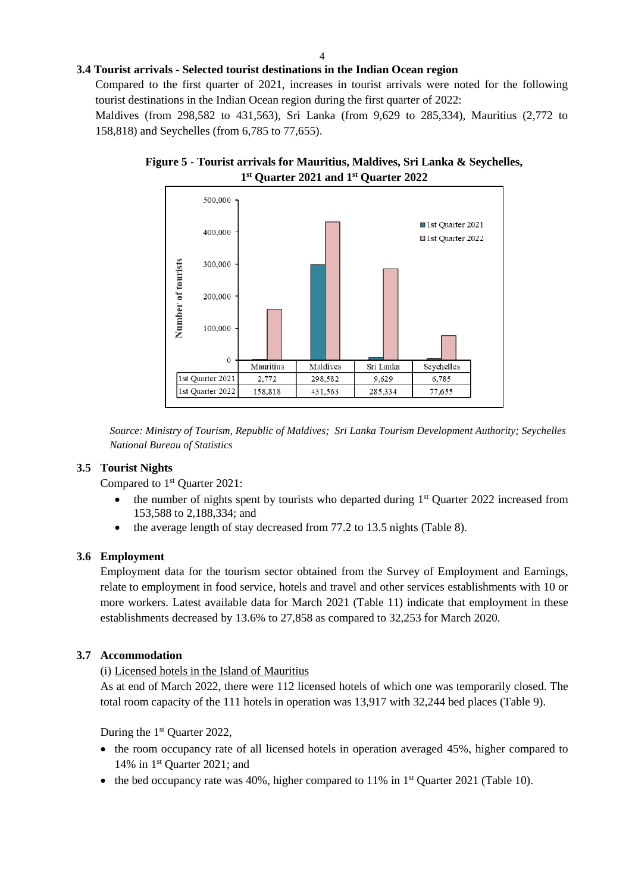### 3.4 Tourist arrivals - Selected tourist destinations in the Indian Ocean region

Compared to the first quarter of 2021, increases in tourist arrivals were noted for the following tourist destinations in the Indian Ocean region during the first quarter of 2022:

Maldives (from 298,582 to 431,563), Sri Lanka (from 9,629 to 285,334), Mauritius (2,772 to 158,818) and Seychelles (from 6,785 to 77,655).

**Figure 5 - Tourist arrivals for Mauritius, Maldives, Sri Lanka & Seychelles, 1st Quarter 2021 and 1st Quarter 2022**

| | Mauritius | Maldives | Sri Lanka | Seychelles |
|---|---|---|---|---|
| 1st Quarter 2021 | 2,772 | 298,582 | 9,629 | 6,785 |
| 1st Quarter 2022 | 158,818 | 431,563 | 285,334 | 77,655 |

*Source: Ministry of Tourism, Republic of Maldives; Sri Lanka Tourism Development Authority; Seychelles National Bureau of Statistics*

### 3.5 Tourist Nights

Compared to 1st Quarter 2021:

- the number of nights spent by tourists who departed during 1st Quarter 2022 increased from 153,588 to 2,188,334; and
- the average length of stay decreased from 77.2 to 13.5 nights (Table 8).

### 3.6 Employment

Employment data for the tourism sector obtained from the Survey of Employment and Earnings, relate to employment in food service, hotels and travel and other services establishments with 10 or more workers. Latest available data for March 2021 (Table 11) indicate that employment in these establishments decreased by 13.6% to 27,858 as compared to 32,253 for March 2020.

### 3.7 Accommodation

(i) Licensed hotels in the Island of Mauritius

As at end of March 2022, there were 112 licensed hotels of which one was temporarily closed. The total room capacity of the 111 hotels in operation was 13,917 with 32,244 bed places (Table 9).

During the 1st Quarter 2022,

- the room occupancy rate of all licensed hotels in operation averaged 45%, higher compared to 14% in 1st Quarter 2021; and
- the bed occupancy rate was 40%, higher compared to 11% in 1st Quarter 2021 (Table 10).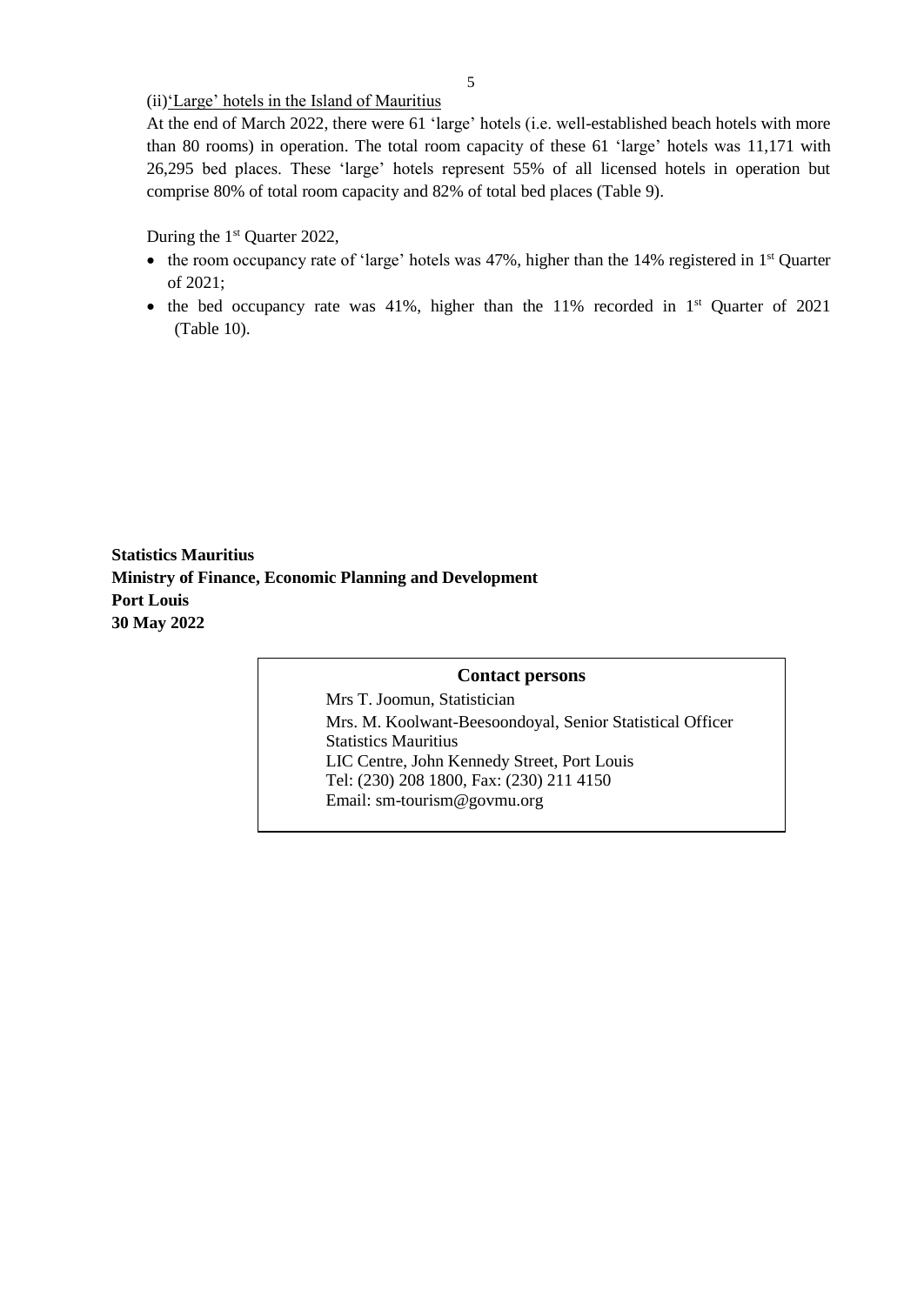(ii)'Large' hotels in the Island of Mauritius

At the end of March 2022, there were 61 'large' hotels (i.e. well-established beach hotels with more than 80 rooms) in operation. The total room capacity of these 61 'large' hotels was 11,171 with 26,295 bed places. These 'large' hotels represent 55% of all licensed hotels in operation but comprise 80% of total room capacity and 82% of total bed places (Table 9).

During the 1st Quarter 2022,

- the room occupancy rate of 'large' hotels was 47%, higher than the 14% registered in 1st Quarter of 2021;
- the bed occupancy rate was 41%, higher than the 11% recorded in 1st Quarter of 2021 (Table 10).

**Statistics Mauritius**
**Ministry of Finance, Economic Planning and Development**
**Port Louis**
**30 May 2022**

**Contact persons**

Mrs T. Joomun, Statistician
Mrs. M. Koolwant-Beesoondoyal, Senior Statistical Officer
Statistics Mauritius
LIC Centre, John Kennedy Street, Port Louis
Tel: (230) 208 1800, Fax: (230) 211 4150
Email: sm-tourism@govmu.org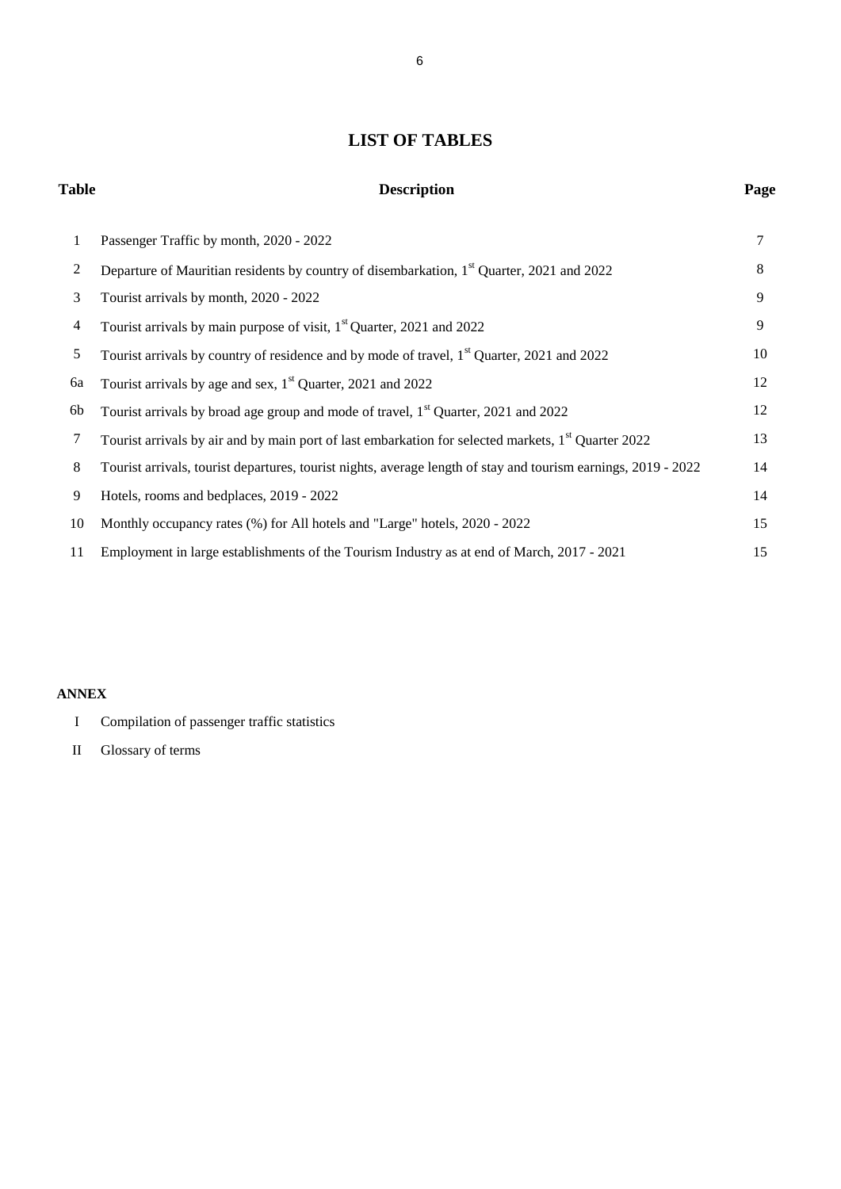# LIST OF TABLES

| Table | Description | Page |
|---|---|---|
| 1 | Passenger Traffic by month, 2020 - 2022 | 7 |
| 2 | Departure of Mauritian residents by country of disembarkation, 1st Quarter, 2021 and 2022 | 8 |
| 3 | Tourist arrivals by month, 2020 - 2022 | 9 |
| 4 | Tourist arrivals by main purpose of visit, 1st Quarter, 2021 and 2022 | 9 |
| 5 | Tourist arrivals by country of residence and by mode of travel, 1st Quarter, 2021 and 2022 | 10 |
| 6a | Tourist arrivals by age and sex, 1st Quarter, 2021 and 2022 | 12 |
| 6b | Tourist arrivals by broad age group and mode of travel, 1st Quarter, 2021 and 2022 | 12 |
| 7 | Tourist arrivals by air and by main port of last embarkation for selected markets, 1st Quarter 2022 | 13 |
| 8 | Tourist arrivals, tourist departures, tourist nights, average length of stay and tourism earnings, 2019 - 2022 | 14 |
| 9 | Hotels, rooms and bedplaces, 2019 - 2022 | 14 |
| 10 | Monthly occupancy rates (%) for All hotels and "Large" hotels, 2020 - 2022 | 15 |
| 11 | Employment in large establishments of the Tourism Industry as at end of March, 2017 - 2021 | 15 |

**ANNEX**

I Compilation of passenger traffic statistics

II Glossary of terms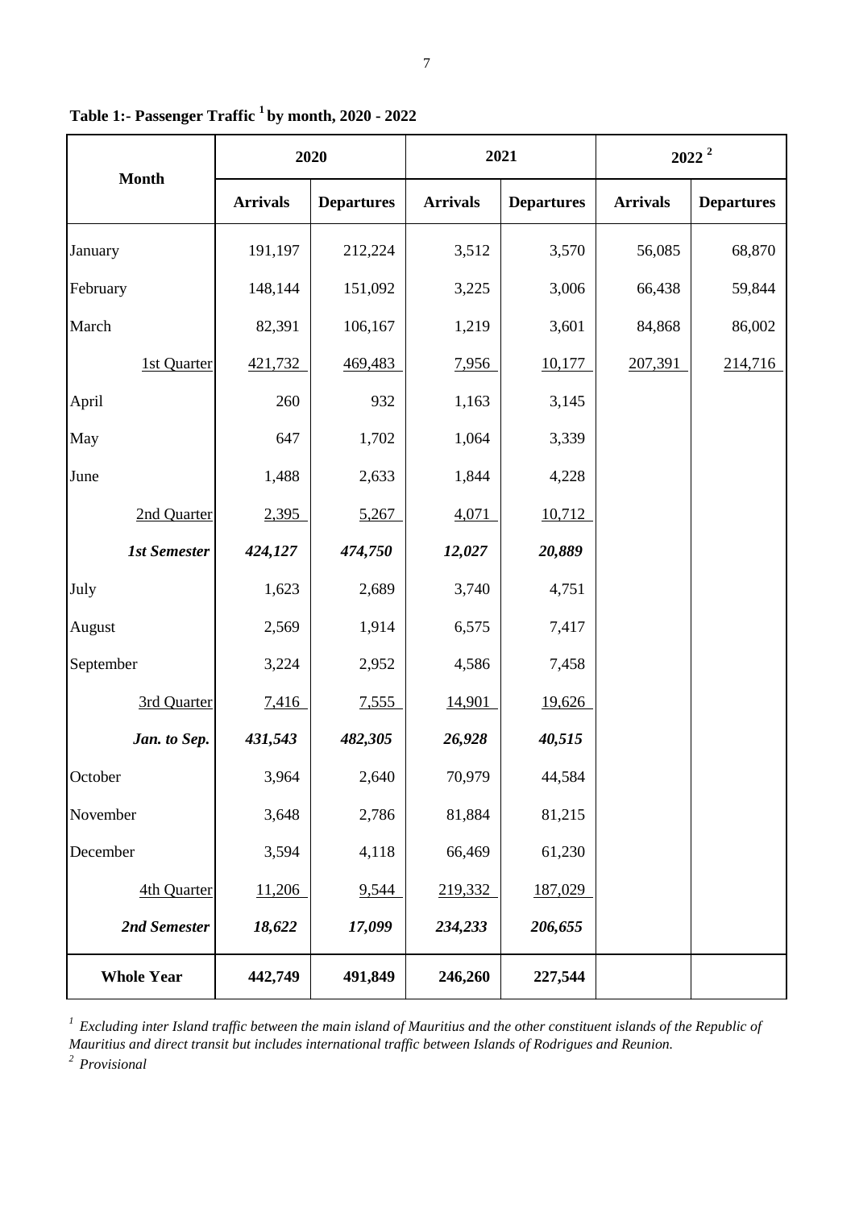**Table 1:- Passenger Traffic [1] by month, 2020 - 2022**

| Month | 2020 | | 2021 | | 2022 [2] | |
|---|---|---|---|---|---|---|
| | Arrivals | Departures | Arrivals | Departures | Arrivals | Departures |
| January | 191,197 | 212,224 | 3,512 | 3,570 | 56,085 | 68,870 |
| February | 148,144 | 151,092 | 3,225 | 3,006 | 66,438 | 59,844 |
| March | 82,391 | 106,167 | 1,219 | 3,601 | 84,868 | 86,002 |
| 1st Quarter | 421,732 | 469,483 | 7,956 | 10,177 | 207,391 | 214,716 |
| April | 260 | 932 | 1,163 | 3,145 | | |
| May | 647 | 1,702 | 1,064 | 3,339 | | |
| June | 1,488 | 2,633 | 1,844 | 4,228 | | |
| 2nd Quarter | 2,395 | 5,267 | 4,071 | 10,712 | | |
| ***1st Semester*** | ***424,127*** | ***474,750*** | ***12,027*** | ***20,889*** | | |
| July | 1,623 | 2,689 | 3,740 | 4,751 | | |
| August | 2,569 | 1,914 | 6,575 | 7,417 | | |
| September | 3,224 | 2,952 | 4,586 | 7,458 | | |
| 3rd Quarter | 7,416 | 7,555 | 14,901 | 19,626 | | |
| ***Jan. to Sep.*** | ***431,543*** | ***482,305*** | ***26,928*** | ***40,515*** | | |
| October | 3,964 | 2,640 | 70,979 | 44,584 | | |
| November | 3,648 | 2,786 | 81,884 | 81,215 | | |
| December | 3,594 | 4,118 | 66,469 | 61,230 | | |
| 4th Quarter | 11,206 | 9,544 | 219,332 | 187,029 | | |
| ***2nd Semester*** | ***18,622*** | ***17,099*** | ***234,233*** | ***206,655*** | | |
| **Whole Year** | **442,749** | **491,849** | **246,260** | **227,544** | | |

*[1] Excluding inter Island traffic between the main island of Mauritius and the other constituent islands of the Republic of Mauritius and direct transit but includes international traffic between Islands of Rodrigues and Reunion.*

*[2] Provisional*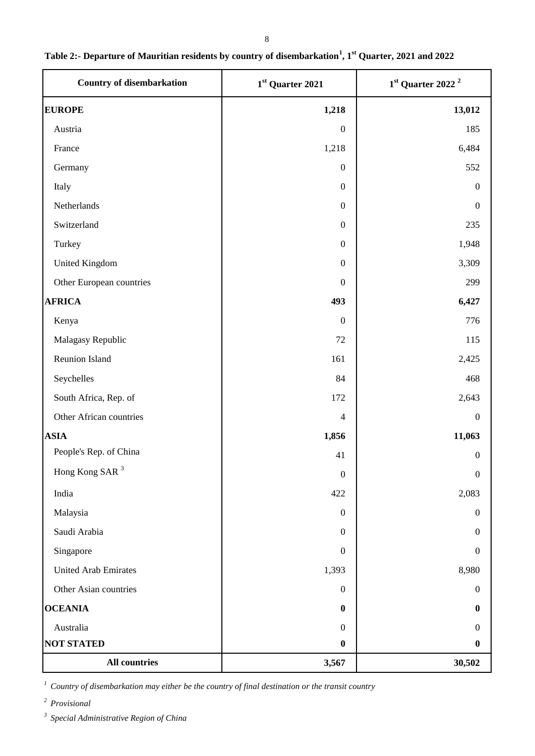**Table 2:- Departure of Mauritian residents by country of disembarkation[1], 1st Quarter, 2021 and 2022**

| Country of disembarkation | 1st Quarter 2021 | 1st Quarter 2022 [2] |
|---|---|---|
| **EUROPE** | **1,218** | **13,012** |
| Austria | 0 | 185 |
| France | 1,218 | 6,484 |
| Germany | 0 | 552 |
| Italy | 0 | 0 |
| Netherlands | 0 | 0 |
| Switzerland | 0 | 235 |
| Turkey | 0 | 1,948 |
| United Kingdom | 0 | 3,309 |
| Other European countries | 0 | 299 |
| **AFRICA** | **493** | **6,427** |
| Kenya | 0 | 776 |
| Malagasy Republic | 72 | 115 |
| Reunion Island | 161 | 2,425 |
| Seychelles | 84 | 468 |
| South Africa, Rep. of | 172 | 2,643 |
| Other African countries | 4 | 0 |
| **ASIA** | **1,856** | **11,063** |
| People's Rep. of China | 41 | 0 |
| Hong Kong SAR [3] | 0 | 0 |
| India | 422 | 2,083 |
| Malaysia | 0 | 0 |
| Saudi Arabia | 0 | 0 |
| Singapore | 0 | 0 |
| United Arab Emirates | 1,393 | 8,980 |
| Other Asian countries | 0 | 0 |
| **OCEANIA** | **0** | **0** |
| Australia | 0 | 0 |
| **NOT STATED** | **0** | **0** |
| **All countries** | **3,567** | **30,502** |

[1] *Country of disembarkation may either be the country of final destination or the transit country*

[2] *Provisional*

[3] *Special Administrative Region of China*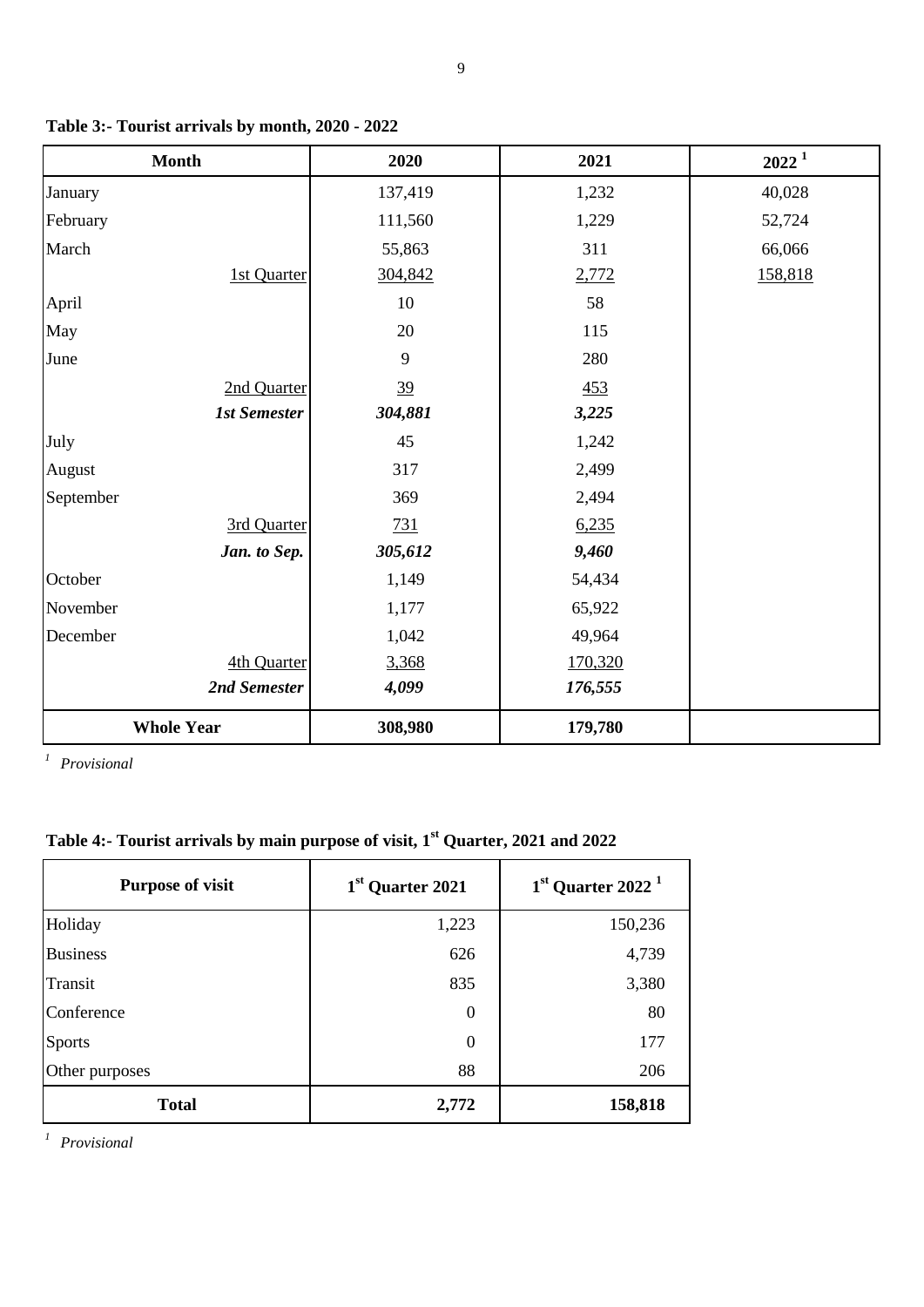**Table 3:- Tourist arrivals by month, 2020 - 2022**

| Month | 2020 | 2021 | 2022 [1] |
|---|---|---|---|
| January | 137,419 | 1,232 | 40,028 |
| February | 111,560 | 1,229 | 52,724 |
| March | 55,863 | 311 | 66,066 |
| 1st Quarter | 304,842 | 2,772 | 158,818 |
| April | 10 | 58 | |
| May | 20 | 115 | |
| June | 9 | 280 | |
| 2nd Quarter | 39 | 453 | |
| ***1st Semester*** | ***304,881*** | ***3,225*** | |
| July | 45 | 1,242 | |
| August | 317 | 2,499 | |
| September | 369 | 2,494 | |
| 3rd Quarter | 731 | 6,235 | |
| ***Jan. to Sep.*** | ***305,612*** | ***9,460*** | |
| October | 1,149 | 54,434 | |
| November | 1,177 | 65,922 | |
| December | 1,042 | 49,964 | |
| 4th Quarter | 3,368 | 170,320 | |
| ***2nd Semester*** | ***4,099*** | ***176,555*** | |
| **Whole Year** | **308,980** | **179,780** | |

[1] *Provisional*

**Table 4:- Tourist arrivals by main purpose of visit, 1st Quarter, 2021 and 2022**

| Purpose of visit | 1st Quarter 2021 | 1st Quarter 2022 [1] |
|---|---|---|
| Holiday | 1,223 | 150,236 |
| Business | 626 | 4,739 |
| Transit | 835 | 3,380 |
| Conference | 0 | 80 |
| Sports | 0 | 177 |
| Other purposes | 88 | 206 |
| **Total** | **2,772** | **158,818** |

[1] *Provisional*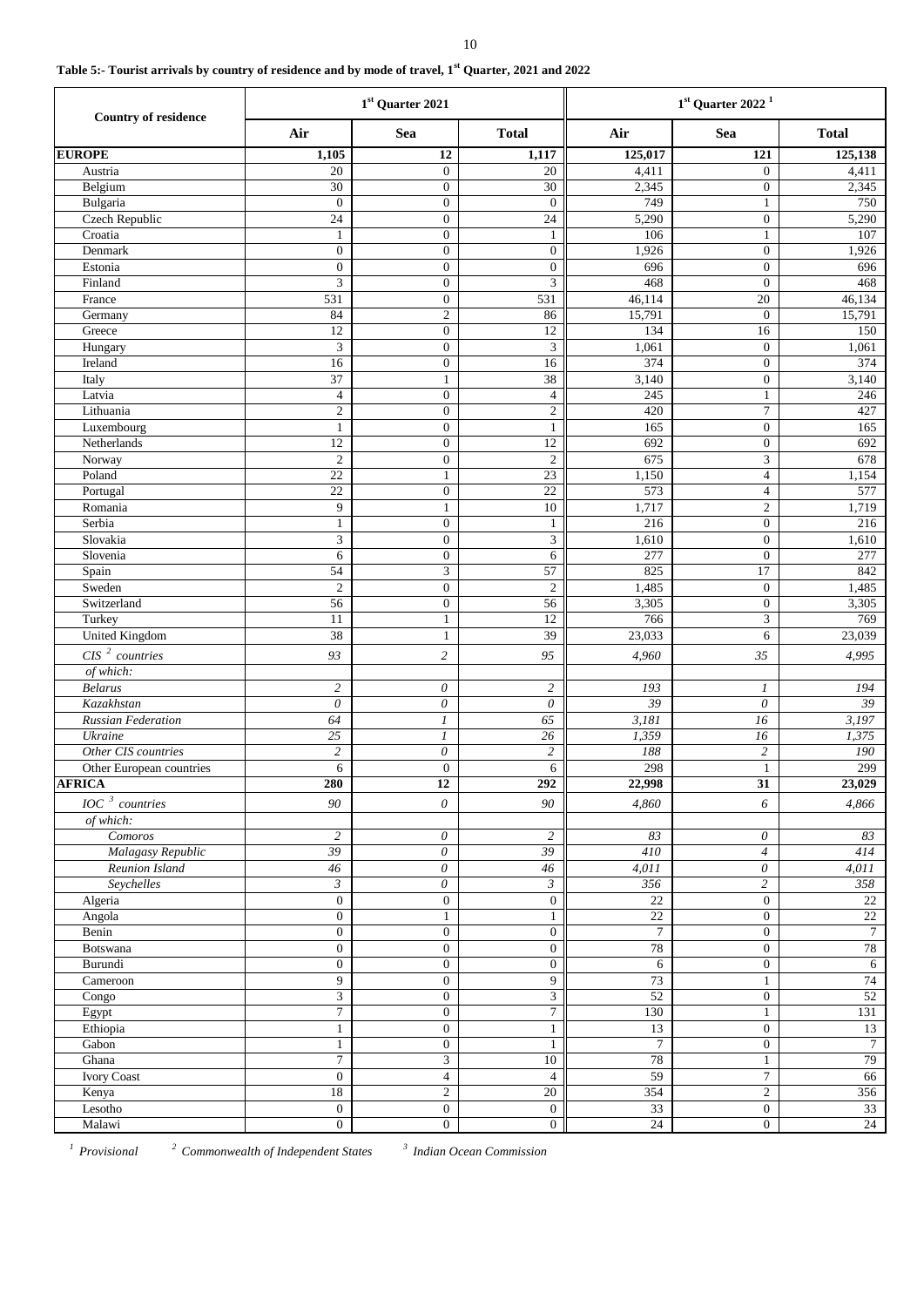**Table 5:- Tourist arrivals by country of residence and by mode of travel, 1st Quarter, 2021 and 2022**

| Country of residence | 1st Quarter 2021 | | | 1st Quarter 2022 [1] | | |
|---|---|---|---|---|---|---|
| | Air | Sea | Total | Air | Sea | Total |
| **EUROPE** | **1,105** | **12** | **1,117** | **125,017** | **121** | **125,138** |
| Austria | 20 | 0 | 20 | 4,411 | 0 | 4,411 |
| Belgium | 30 | 0 | 30 | 2,345 | 0 | 2,345 |
| Bulgaria | 0 | 0 | 0 | 749 | 1 | 750 |
| Czech Republic | 24 | 0 | 24 | 5,290 | 0 | 5,290 |
| Croatia | 1 | 0 | 1 | 106 | 1 | 107 |
| Denmark | 0 | 0 | 0 | 1,926 | 0 | 1,926 |
| Estonia | 0 | 0 | 0 | 696 | 0 | 696 |
| Finland | 3 | 0 | 3 | 468 | 0 | 468 |
| France | 531 | 0 | 531 | 46,114 | 20 | 46,134 |
| Germany | 84 | 2 | 86 | 15,791 | 0 | 15,791 |
| Greece | 12 | 0 | 12 | 134 | 16 | 150 |
| Hungary | 3 | 0 | 3 | 1,061 | 0 | 1,061 |
| Ireland | 16 | 0 | 16 | 374 | 0 | 374 |
| Italy | 37 | 1 | 38 | 3,140 | 0 | 3,140 |
| Latvia | 4 | 0 | 4 | 245 | 1 | 246 |
| Lithuania | 2 | 0 | 2 | 420 | 7 | 427 |
| Luxembourg | 1 | 0 | 1 | 165 | 0 | 165 |
| Netherlands | 12 | 0 | 12 | 692 | 0 | 692 |
| Norway | 2 | 0 | 2 | 675 | 3 | 678 |
| Poland | 22 | 1 | 23 | 1,150 | 4 | 1,154 |
| Portugal | 22 | 0 | 22 | 573 | 4 | 577 |
| Romania | 9 | 1 | 10 | 1,717 | 2 | 1,719 |
| Serbia | 1 | 0 | 1 | 216 | 0 | 216 |
| Slovakia | 3 | 0 | 3 | 1,610 | 0 | 1,610 |
| Slovenia | 6 | 0 | 6 | 277 | 0 | 277 |
| Spain | 54 | 3 | 57 | 825 | 17 | 842 |
| Sweden | 2 | 0 | 2 | 1,485 | 0 | 1,485 |
| Switzerland | 56 | 0 | 56 | 3,305 | 0 | 3,305 |
| Turkey | 11 | 1 | 12 | 766 | 3 | 769 |
| United Kingdom | 38 | 1 | 39 | 23,033 | 6 | 23,039 |
| *CIS [2] countries* | *93* | *2* | *95* | *4,960* | *35* | *4,995* |
| *of which:* | | | | | | |
| *Belarus* | *2* | *0* | *2* | *193* | *1* | *194* |
| *Kazakhstan* | *0* | *0* | *0* | *39* | *0* | *39* |
| *Russian Federation* | *64* | *1* | *65* | *3,181* | *16* | *3,197* |
| *Ukraine* | *25* | *1* | *26* | *1,359* | *16* | *1,375* |
| *Other CIS countries* | *2* | *0* | *2* | *188* | *2* | *190* |
| Other European countries | 6 | 0 | 6 | 298 | 1 | 299 |
| **AFRICA** | **280** | **12** | **292** | **22,998** | **31** | **23,029** |
| *IOC [3] countries* | *90* | *0* | *90* | *4,860* | *6* | *4,866* |
| *of which:* | | | | | | |
| *Comoros* | *2* | *0* | *2* | *83* | *0* | *83* |
| *Malagasy Republic* | *39* | *0* | *39* | *410* | *4* | *414* |
| *Reunion Island* | *46* | *0* | *46* | *4,011* | *0* | *4,011* |
| *Seychelles* | *3* | *0* | *3* | *356* | *2* | *358* |
| Algeria | 0 | 0 | 0 | 22 | 0 | 22 |
| Angola | 0 | 1 | 1 | 22 | 0 | 22 |
| Benin | 0 | 0 | 0 | 7 | 0 | 7 |
| Botswana | 0 | 0 | 0 | 78 | 0 | 78 |
| Burundi | 0 | 0 | 0 | 6 | 0 | 6 |
| Cameroon | 9 | 0 | 9 | 73 | 1 | 74 |
| Congo | 3 | 0 | 3 | 52 | 0 | 52 |
| Egypt | 7 | 0 | 7 | 130 | 1 | 131 |
| Ethiopia | 1 | 0 | 1 | 13 | 0 | 13 |
| Gabon | 1 | 0 | 1 | 7 | 0 | 7 |
| Ghana | 7 | 3 | 10 | 78 | 1 | 79 |
| Ivory Coast | 0 | 4 | 4 | 59 | 7 | 66 |
| Kenya | 18 | 2 | 20 | 354 | 2 | 356 |
| Lesotho | 0 | 0 | 0 | 33 | 0 | 33 |
| Malawi | 0 | 0 | 0 | 24 | 0 | 24 |

*[1] Provisional* *[2] Commonwealth of Independent States* *[3] Indian Ocean Commission*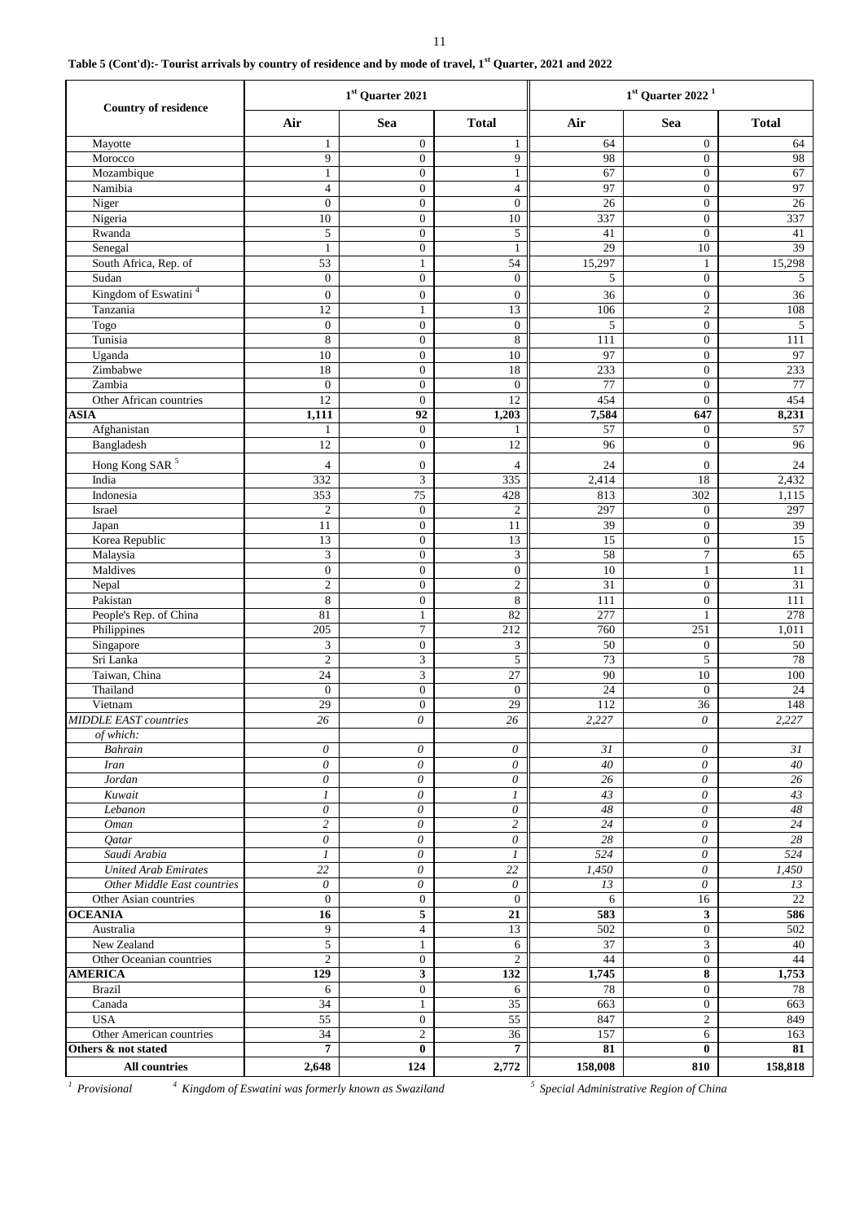**Table 5 (Cont'd):- Tourist arrivals by country of residence and by mode of travel, 1st Quarter, 2021 and 2022**

| Country of residence | 1st Quarter 2021 | | | 1st Quarter 2022 [1] | | |
|---|---|---|---|---|---|---|
| | Air | Sea | Total | Air | Sea | Total |
| Mayotte | 1 | 0 | 1 | 64 | 0 | 64 |
| Morocco | 9 | 0 | 9 | 98 | 0 | 98 |
| Mozambique | 1 | 0 | 1 | 67 | 0 | 67 |
| Namibia | 4 | 0 | 4 | 97 | 0 | 97 |
| Niger | 0 | 0 | 0 | 26 | 0 | 26 |
| Nigeria | 10 | 0 | 10 | 337 | 0 | 337 |
| Rwanda | 5 | 0 | 5 | 41 | 0 | 41 |
| Senegal | 1 | 0 | 1 | 29 | 10 | 39 |
| South Africa, Rep. of | 53 | 1 | 54 | 15,297 | 1 | 15,298 |
| Sudan | 0 | 0 | 0 | 5 | 0 | 5 |
| Kingdom of Eswatini [4] | 0 | 0 | 0 | 36 | 0 | 36 |
| Tanzania | 12 | 1 | 13 | 106 | 2 | 108 |
| Togo | 0 | 0 | 0 | 5 | 0 | 5 |
| Tunisia | 8 | 0 | 8 | 111 | 0 | 111 |
| Uganda | 10 | 0 | 10 | 97 | 0 | 97 |
| Zimbabwe | 18 | 0 | 18 | 233 | 0 | 233 |
| Zambia | 0 | 0 | 0 | 77 | 0 | 77 |
| Other African countries | 12 | 0 | 12 | 454 | 0 | 454 |
| **ASIA** | **1,111** | **92** | **1,203** | **7,584** | **647** | **8,231** |
| Afghanistan | 1 | 0 | 1 | 57 | 0 | 57 |
| Bangladesh | 12 | 0 | 12 | 96 | 0 | 96 |
| Hong Kong SAR [5] | 4 | 0 | 4 | 24 | 0 | 24 |
| India | 332 | 3 | 335 | 2,414 | 18 | 2,432 |
| Indonesia | 353 | 75 | 428 | 813 | 302 | 1,115 |
| Israel | 2 | 0 | 2 | 297 | 0 | 297 |
| Japan | 11 | 0 | 11 | 39 | 0 | 39 |
| Korea Republic | 13 | 0 | 13 | 15 | 0 | 15 |
| Malaysia | 3 | 0 | 3 | 58 | 7 | 65 |
| Maldives | 0 | 0 | 0 | 10 | 1 | 11 |
| Nepal | 2 | 0 | 2 | 31 | 0 | 31 |
| Pakistan | 8 | 0 | 8 | 111 | 0 | 111 |
| People's Rep. of China | 81 | 1 | 82 | 277 | 1 | 278 |
| Philippines | 205 | 7 | 212 | 760 | 251 | 1,011 |
| Singapore | 3 | 0 | 3 | 50 | 0 | 50 |
| Sri Lanka | 2 | 3 | 5 | 73 | 5 | 78 |
| Taiwan, China | 24 | 3 | 27 | 90 | 10 | 100 |
| Thailand | 0 | 0 | 0 | 24 | 0 | 24 |
| Vietnam | 29 | 0 | 29 | 112 | 36 | 148 |
| *MIDDLE EAST countries* | *26* | *0* | *26* | *2,227* | *0* | *2,227* |
| *of which:* | | | | | | |
| *Bahrain* | *0* | *0* | *0* | *31* | *0* | *31* |
| *Iran* | *0* | *0* | *0* | *40* | *0* | *40* |
| *Jordan* | *0* | *0* | *0* | *26* | *0* | *26* |
| *Kuwait* | *1* | *0* | *1* | *43* | *0* | *43* |
| *Lebanon* | *0* | *0* | *0* | *48* | *0* | *48* |
| *Oman* | *2* | *0* | *2* | *24* | *0* | *24* |
| *Qatar* | *0* | *0* | *0* | *28* | *0* | *28* |
| *Saudi Arabia* | *1* | *0* | *1* | *524* | *0* | *524* |
| *United Arab Emirates* | *22* | *0* | *22* | *1,450* | *0* | *1,450* |
| *Other Middle East countries* | *0* | *0* | *0* | *13* | *0* | *13* |
| Other Asian countries | 0 | 0 | 0 | 6 | 16 | 22 |
| **OCEANIA** | **16** | **5** | **21** | **583** | **3** | **586** |
| Australia | 9 | 4 | 13 | 502 | 0 | 502 |
| New Zealand | 5 | 1 | 6 | 37 | 3 | 40 |
| Other Oceanian countries | 2 | 0 | 2 | 44 | 0 | 44 |
| **AMERICA** | **129** | **3** | **132** | **1,745** | **8** | **1,753** |
| Brazil | 6 | 0 | 6 | 78 | 0 | 78 |
| Canada | 34 | 1 | 35 | 663 | 0 | 663 |
| USA | 55 | 0 | 55 | 847 | 2 | 849 |
| Other American countries | 34 | 2 | 36 | 157 | 6 | 163 |
| **Others & not stated** | **7** | **0** | **7** | **81** | **0** | **81** |
| **All countries** | **2,648** | **124** | **2,772** | **158,008** | **810** | **158,818** |

[1] *Provisional* [4] *Kingdom of Eswatini was formerly known as Swaziland* [5] *Special Administrative Region of China*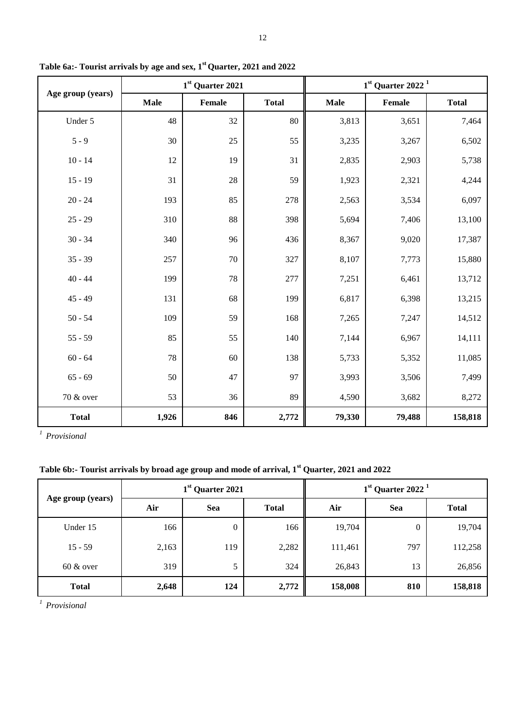**Table 6a:- Tourist arrivals by age and sex, 1st Quarter, 2021 and 2022**

| Age group (years) | 1st Quarter 2021 | | | 1st Quarter 2022 [1] | | |
|---|---|---|---|---|---|---|
| | Male | Female | Total | Male | Female | Total |
| Under 5 | 48 | 32 | 80 | 3,813 | 3,651 | 7,464 |
| 5 - 9 | 30 | 25 | 55 | 3,235 | 3,267 | 6,502 |
| 10 - 14 | 12 | 19 | 31 | 2,835 | 2,903 | 5,738 |
| 15 - 19 | 31 | 28 | 59 | 1,923 | 2,321 | 4,244 |
| 20 - 24 | 193 | 85 | 278 | 2,563 | 3,534 | 6,097 |
| 25 - 29 | 310 | 88 | 398 | 5,694 | 7,406 | 13,100 |
| 30 - 34 | 340 | 96 | 436 | 8,367 | 9,020 | 17,387 |
| 35 - 39 | 257 | 70 | 327 | 8,107 | 7,773 | 15,880 |
| 40 - 44 | 199 | 78 | 277 | 7,251 | 6,461 | 13,712 |
| 45 - 49 | 131 | 68 | 199 | 6,817 | 6,398 | 13,215 |
| 50 - 54 | 109 | 59 | 168 | 7,265 | 7,247 | 14,512 |
| 55 - 59 | 85 | 55 | 140 | 7,144 | 6,967 | 14,111 |
| 60 - 64 | 78 | 60 | 138 | 5,733 | 5,352 | 11,085 |
| 65 - 69 | 50 | 47 | 97 | 3,993 | 3,506 | 7,499 |
| 70 & over | 53 | 36 | 89 | 4,590 | 3,682 | 8,272 |
| **Total** | **1,926** | **846** | **2,772** | **79,330** | **79,488** | **158,818** |

[1] *Provisional*

**Table 6b:- Tourist arrivals by broad age group and mode of arrival, 1st Quarter, 2021 and 2022**

| Age group (years) | 1st Quarter 2021 | | | 1st Quarter 2022 [1] | | |
|---|---|---|---|---|---|---|
| | Air | Sea | Total | Air | Sea | Total |
| Under 15 | 166 | 0 | 166 | 19,704 | 0 | 19,704 |
| 15 - 59 | 2,163 | 119 | 2,282 | 111,461 | 797 | 112,258 |
| 60 & over | 319 | 5 | 324 | 26,843 | 13 | 26,856 |
| **Total** | **2,648** | **124** | **2,772** | **158,008** | **810** | **158,818** |

[1] *Provisional*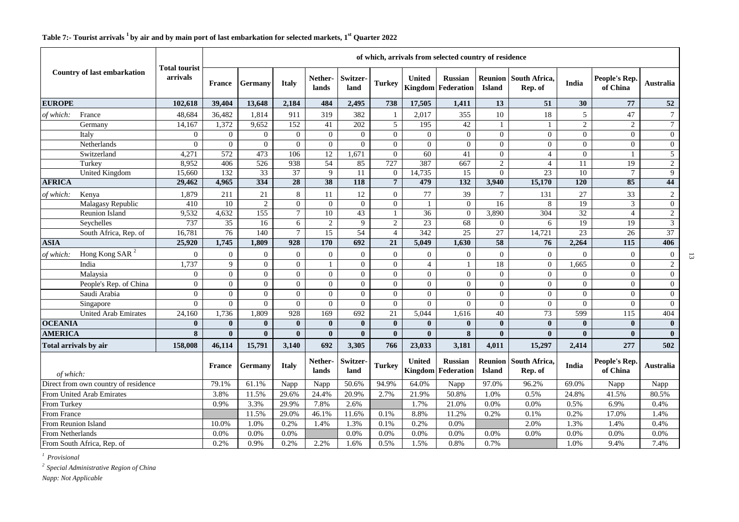**Table 7:- Tourist arrivals [1] by air and by main port of last embarkation for selected markets, 1st Quarter 2022**

| Country of last embarkation | | Total tourist arrivals | of which, arrivals from selected country of residence | | | | | | | | | | | | |
|---|---|---|---|---|---|---|---|---|---|---|---|---|---|---|---|
| | | | France | Germany | Italy | Nether-lands | Switzer-land | Turkey | United Kingdom | Russian Federation | Reunion Island | South Africa, Rep. of | India | People's Rep. of China | Australia |
| **EUROPE** | | **102,618** | **39,404** | **13,648** | **2,184** | **484** | **2,495** | **738** | **17,505** | **1,411** | **13** | **51** | **30** | **77** | **52** |
| *of which:* | France | 48,684 | 36,482 | 1,814 | 911 | 319 | 382 | 1 | 2,017 | 355 | 10 | 18 | 5 | 47 | 7 |
| | Germany | 14,167 | 1,372 | 9,652 | 152 | 41 | 202 | 5 | 195 | 42 | 1 | 1 | 2 | 2 | 7 |
| | Italy | 0 | 0 | 0 | 0 | 0 | 0 | 0 | 0 | 0 | 0 | 0 | 0 | 0 | 0 |
| | Netherlands | 0 | 0 | 0 | 0 | 0 | 0 | 0 | 0 | 0 | 0 | 0 | 0 | 0 | 0 |
| | Switzerland | 4,271 | 572 | 473 | 106 | 12 | 1,671 | 0 | 60 | 41 | 0 | 4 | 0 | 1 | 5 |
| | Turkey | 8,952 | 406 | 526 | 938 | 54 | 85 | 727 | 387 | 667 | 2 | 4 | 11 | 19 | 2 |
| | United Kingdom | 15,660 | 132 | 33 | 37 | 9 | 11 | 0 | 14,735 | 15 | 0 | 23 | 10 | 7 | 9 |
| **AFRICA** | | **29,462** | **4,965** | **334** | **28** | **38** | **118** | **7** | **479** | **132** | **3,940** | **15,170** | **120** | **85** | **44** |
| *of which:* | Kenya | 1,879 | 211 | 21 | 8 | 11 | 12 | 0 | 77 | 39 | 7 | 131 | 27 | 33 | 2 |
| | Malagasy Republic | 410 | 10 | 2 | 0 | 0 | 0 | 0 | 1 | 0 | 16 | 8 | 19 | 3 | 0 |
| | Reunion Island | 9,532 | 4,632 | 155 | 7 | 10 | 43 | 1 | 36 | 0 | 3,890 | 304 | 32 | 4 | 2 |
| | Seychelles | 737 | 35 | 16 | 6 | 2 | 9 | 2 | 23 | 68 | 0 | 6 | 19 | 19 | 3 |
| | South Africa, Rep. of | 16,781 | 76 | 140 | 7 | 15 | 54 | 4 | 342 | 25 | 27 | 14,721 | 23 | 26 | 37 |
| **ASIA** | | **25,920** | **1,745** | **1,809** | **928** | **170** | **692** | **21** | **5,049** | **1,630** | **58** | **76** | **2,264** | **115** | **406** |
| *of which:* | Hong Kong SAR [2] | 0 | 0 | 0 | 0 | 0 | 0 | 0 | 0 | 0 | 0 | 0 | 0 | 0 | 0 |
| | India | 1,737 | 9 | 0 | 0 | 1 | 0 | 0 | 4 | 1 | 18 | 0 | 1,665 | 0 | 2 |
| | Malaysia | 0 | 0 | 0 | 0 | 0 | 0 | 0 | 0 | 0 | 0 | 0 | 0 | 0 | 0 |
| | People's Rep. of China | 0 | 0 | 0 | 0 | 0 | 0 | 0 | 0 | 0 | 0 | 0 | 0 | 0 | 0 |
| | Saudi Arabia | 0 | 0 | 0 | 0 | 0 | 0 | 0 | 0 | 0 | 0 | 0 | 0 | 0 | 0 |
| | Singapore | 0 | 0 | 0 | 0 | 0 | 0 | 0 | 0 | 0 | 0 | 0 | 0 | 0 | 0 |
| | United Arab Emirates | 24,160 | 1,736 | 1,809 | 928 | 169 | 692 | 21 | 5,044 | 1,616 | 40 | 73 | 599 | 115 | 404 |
| **OCEANIA** | | **0** | **0** | **0** | **0** | **0** | **0** | **0** | **0** | **0** | **0** | **0** | **0** | **0** | **0** |
| **AMERICA** | | **8** | **0** | **0** | **0** | **0** | **0** | **0** | **0** | **8** | **0** | **0** | **0** | **0** | **0** |
| **Total arrivals by air** | | **158,008** | **46,114** | **15,791** | **3,140** | **692** | **3,305** | **766** | **23,033** | **3,181** | **4,011** | **15,297** | **2,414** | **277** | **502** |
| *of which:* | | | France | Germany | Italy | Nether-lands | Switzer-land | Turkey | United Kingdom | Russian Federation | Reunion Island | South Africa, Rep. of | India | People's Rep. of China | Australia |
| Direct from own country of residence | | | 79.1% | 61.1% | Napp | Napp | 50.6% | 94.9% | 64.0% | Napp | 97.0% | 96.2% | 69.0% | Napp | Napp |
| From United Arab Emirates | | | 3.8% | 11.5% | 29.6% | 24.4% | 20.9% | 2.7% | 21.9% | 50.8% | 1.0% | 0.5% | 24.8% | 41.5% | 80.5% |
| From Turkey | | | 0.9% | 3.3% | 29.9% | 7.8% | 2.6% | | 1.7% | 21.0% | 0.0% | 0.0% | 0.5% | 6.9% | 0.4% |
| From France | | | | 11.5% | 29.0% | 46.1% | 11.6% | 0.1% | 8.8% | 11.2% | 0.2% | 0.1% | 0.2% | 17.0% | 1.4% |
| From Reunion Island | | | 10.0% | 1.0% | 0.2% | 1.4% | 1.3% | 0.1% | 0.2% | 0.0% | | 2.0% | 1.3% | 1.4% | 0.4% |
| From Netherlands | | | 0.0% | 0.0% | 0.0% | | 0.0% | 0.0% | 0.0% | 0.0% | 0.0% | 0.0% | 0.0% | 0.0% | 0.0% |
| From South Africa, Rep. of | | | 0.2% | 0.9% | 0.2% | 2.2% | 1.6% | 0.5% | 1.5% | 0.8% | 0.7% | | 1.0% | 9.4% | 7.4% |

[1] *Provisional*

[2] *Special Administrative Region of China*

*Napp: Not Applicable*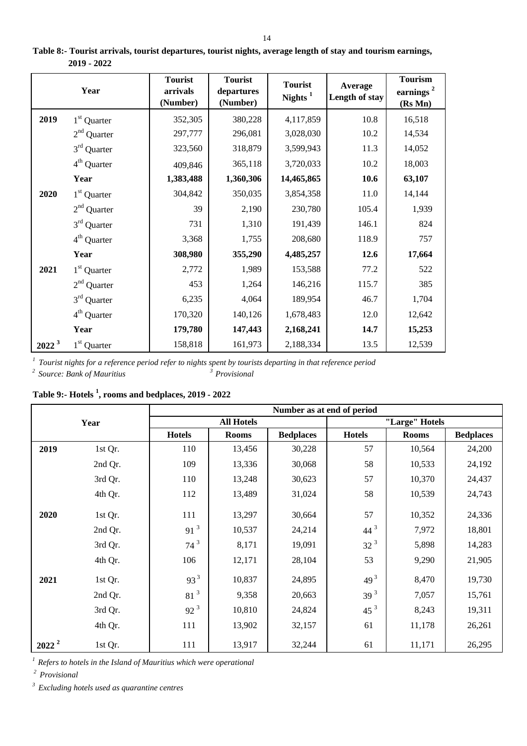**Table 8:- Tourist arrivals, tourist departures, tourist nights, average length of stay and tourism earnings, 2019 - 2022**

| Year | | Tourist arrivals (Number) | Tourist departures (Number) | Tourist Nights [1] | Average Length of stay | Tourism earnings [2] (Rs Mn) |
|---|---|---|---|---|---|---|
| **2019** | 1st Quarter | 352,305 | 380,228 | 4,117,859 | 10.8 | 16,518 |
| | 2nd Quarter | 297,777 | 296,081 | 3,028,030 | 10.2 | 14,534 |
| | 3rd Quarter | 323,560 | 318,879 | 3,599,943 | 11.3 | 14,052 |
| | 4th Quarter | 409,846 | 365,118 | 3,720,033 | 10.2 | 18,003 |
| | **Year** | **1,383,488** | **1,360,306** | **14,465,865** | **10.6** | **63,107** |
| **2020** | 1st Quarter | 304,842 | 350,035 | 3,854,358 | 11.0 | 14,144 |
| | 2nd Quarter | 39 | 2,190 | 230,780 | 105.4 | 1,939 |
| | 3rd Quarter | 731 | 1,310 | 191,439 | 146.1 | 824 |
| | 4th Quarter | 3,368 | 1,755 | 208,680 | 118.9 | 757 |
| | **Year** | **308,980** | **355,290** | **4,485,257** | **12.6** | **17,664** |
| **2021** | 1st Quarter | 2,772 | 1,989 | 153,588 | 77.2 | 522 |
| | 2nd Quarter | 453 | 1,264 | 146,216 | 115.7 | 385 |
| | 3rd Quarter | 6,235 | 4,064 | 189,954 | 46.7 | 1,704 |
| | 4th Quarter | 170,320 | 140,126 | 1,678,483 | 12.0 | 12,642 |
| | **Year** | **179,780** | **147,443** | **2,168,241** | **14.7** | **15,253** |
| **2022** [3] | 1st Quarter | 158,818 | 161,973 | 2,188,334 | 13.5 | 12,539 |

[1] *Tourist nights for a reference period refer to nights spent by tourists departing in that reference period*

[2] *Source: Bank of Mauritius*

[3] *Provisional*

**Table 9:- Hotels [1], rooms and bedplaces, 2019 - 2022**

| Year | | Number as at end of period | | | | | |
|---|---|---|---|---|---|---|---|
| | | All Hotels | | | "Large" Hotels | | |
| | | Hotels | Rooms | Bedplaces | Hotels | Rooms | Bedplaces |
| **2019** | 1st Qr. | 110 | 13,456 | 30,228 | 57 | 10,564 | 24,200 |
| | 2nd Qr. | 109 | 13,336 | 30,068 | 58 | 10,533 | 24,192 |
| | 3rd Qr. | 110 | 13,248 | 30,623 | 57 | 10,370 | 24,437 |
| | 4th Qr. | 112 | 13,489 | 31,024 | 58 | 10,539 | 24,743 |
| **2020** | 1st Qr. | 111 | 13,297 | 30,664 | 57 | 10,352 | 24,336 |
| | 2nd Qr. | 91 [3] | 10,537 | 24,214 | 44 [3] | 7,972 | 18,801 |
| | 3rd Qr. | 74 [3] | 8,171 | 19,091 | 32 [3] | 5,898 | 14,283 |
| | 4th Qr. | 106 | 12,171 | 28,104 | 53 | 9,290 | 21,905 |
| **2021** | 1st Qr. | 93 [3] | 10,837 | 24,895 | 49 [3] | 8,470 | 19,730 |
| | 2nd Qr. | 81 [3] | 9,358 | 20,663 | 39 [3] | 7,057 | 15,761 |
| | 3rd Qr. | 92 [3] | 10,810 | 24,824 | 45 [3] | 8,243 | 19,311 |
| | 4th Qr. | 111 | 13,902 | 32,157 | 61 | 11,178 | 26,261 |
| **2022** [2] | 1st Qr. | 111 | 13,917 | 32,244 | 61 | 11,171 | 26,295 |

[1] *Refers to hotels in the Island of Mauritius which were operational*

[2] *Provisional*

[3] *Excluding hotels used as quarantine centres*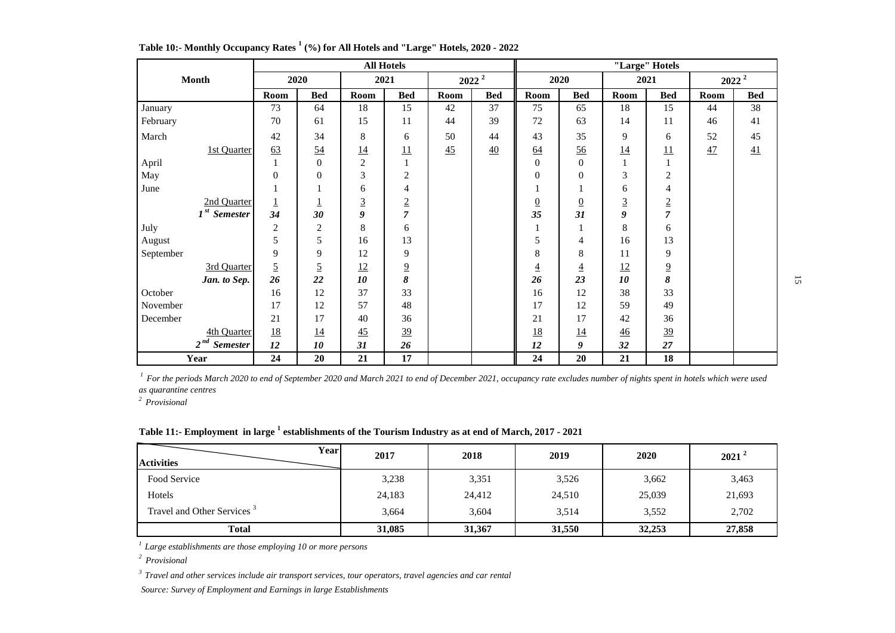**Table 10:- Monthly Occupancy Rates [1] (%) for All Hotels and "Large" Hotels, 2020 - 2022**

| Month | All Hotels | | | | | | "Large" Hotels | | | | | |
|---|---|---|---|---|---|---|---|---|---|---|---|---|
| | 2020 | | 2021 | | 2022 [2] | | 2020 | | 2021 | | 2022 [2] | |
| | Room | Bed | Room | Bed | Room | Bed | Room | Bed | Room | Bed | Room | Bed |
| January | 73 | 64 | 18 | 15 | 42 | 37 | 75 | 65 | 18 | 15 | 44 | 38 |
| February | 70 | 61 | 15 | 11 | 44 | 39 | 72 | 63 | 14 | 11 | 46 | 41 |
| March | 42 | 34 | 8 | 6 | 50 | 44 | 43 | 35 | 9 | 6 | 52 | 45 |
| 1st Quarter | 63 | 54 | 14 | 11 | 45 | 40 | 64 | 56 | 14 | 11 | 47 | 41 |
| April | 1 | 0 | 2 | 1 | | | 0 | 0 | 1 | 1 | | |
| May | 0 | 0 | 3 | 2 | | | 0 | 0 | 3 | 2 | | |
| June | 1 | 1 | 6 | 4 | | | 1 | 1 | 6 | 4 | | |
| 2nd Quarter | 1 | 1 | 3 | 2 | | | 0 | 0 | 3 | 2 | | |
| *1st Semester* | *34* | *30* | *9* | *7* | | | *35* | *31* | *9* | *7* | | |
| July | 2 | 2 | 8 | 6 | | | 1 | 1 | 8 | 6 | | |
| August | 5 | 5 | 16 | 13 | | | 5 | 4 | 16 | 13 | | |
| September | 9 | 9 | 12 | 9 | | | 8 | 8 | 11 | 9 | | |
| 3rd Quarter | 5 | 5 | 12 | 9 | | | 4 | 4 | 12 | 9 | | |
| *Jan. to Sep.* | *26* | *22* | *10* | *8* | | | *26* | *23* | *10* | *8* | | |
| October | 16 | 12 | 37 | 33 | | | 16 | 12 | 38 | 33 | | |
| November | 17 | 12 | 57 | 48 | | | 17 | 12 | 59 | 49 | | |
| December | 21 | 17 | 40 | 36 | | | 21 | 17 | 42 | 36 | | |
| 4th Quarter | 18 | 14 | 45 | 39 | | | 18 | 14 | 46 | 39 | | |
| *2nd Semester* | *12* | *10* | *31* | *26* | | | *12* | *9* | *32* | *27* | | |
| **Year** | **24** | **20** | **21** | **17** | | | **24** | **20** | **21** | **18** | | |

[1] *For the periods March 2020 to end of September 2020 and March 2021 to end of December 2021, occupancy rate excludes number of nights spent in hotels which were used as quarantine centres*

[2] *Provisional*

**Table 11:- Employment in large [1] establishments of the Tourism Industry as at end of March, 2017 - 2021**

| Activities / Year | 2017 | 2018 | 2019 | 2020 | 2021 [2] |
|---|---|---|---|---|---|
| Food Service | 3,238 | 3,351 | 3,526 | 3,662 | 3,463 |
| Hotels | 24,183 | 24,412 | 24,510 | 25,039 | 21,693 |
| Travel and Other Services [3] | 3,664 | 3,604 | 3,514 | 3,552 | 2,702 |
| **Total** | **31,085** | **31,367** | **31,550** | **32,253** | **27,858** |

[1] *Large establishments are those employing 10 or more persons*

[2] *Provisional*

[3] *Travel and other services include air transport services, tour operators, travel agencies and car rental*

*Source: Survey of Employment and Earnings in large Establishments*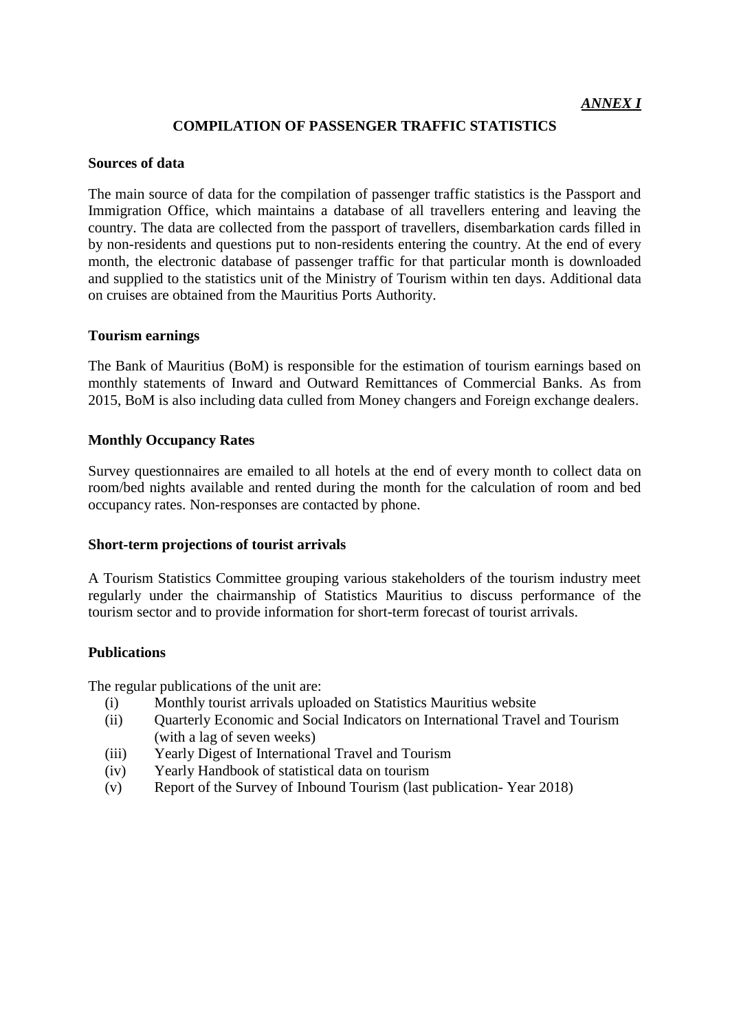*ANNEX I*

# COMPILATION OF PASSENGER TRAFFIC STATISTICS

**Sources of data**

The main source of data for the compilation of passenger traffic statistics is the Passport and Immigration Office, which maintains a database of all travellers entering and leaving the country. The data are collected from the passport of travellers, disembarkation cards filled in by non-residents and questions put to non-residents entering the country. At the end of every month, the electronic database of passenger traffic for that particular month is downloaded and supplied to the statistics unit of the Ministry of Tourism within ten days. Additional data on cruises are obtained from the Mauritius Ports Authority.

**Tourism earnings**

The Bank of Mauritius (BoM) is responsible for the estimation of tourism earnings based on monthly statements of Inward and Outward Remittances of Commercial Banks. As from 2015, BoM is also including data culled from Money changers and Foreign exchange dealers.

**Monthly Occupancy Rates**

Survey questionnaires are emailed to all hotels at the end of every month to collect data on room/bed nights available and rented during the month for the calculation of room and bed occupancy rates. Non-responses are contacted by phone.

**Short-term projections of tourist arrivals**

A Tourism Statistics Committee grouping various stakeholders of the tourism industry meet regularly under the chairmanship of Statistics Mauritius to discuss performance of the tourism sector and to provide information for short-term forecast of tourist arrivals.

**Publications**

The regular publications of the unit are:

(i) Monthly tourist arrivals uploaded on Statistics Mauritius website
(ii) Quarterly Economic and Social Indicators on International Travel and Tourism (with a lag of seven weeks)
(iii) Yearly Digest of International Travel and Tourism
(iv) Yearly Handbook of statistical data on tourism
(v) Report of the Survey of Inbound Tourism (last publication- Year 2018)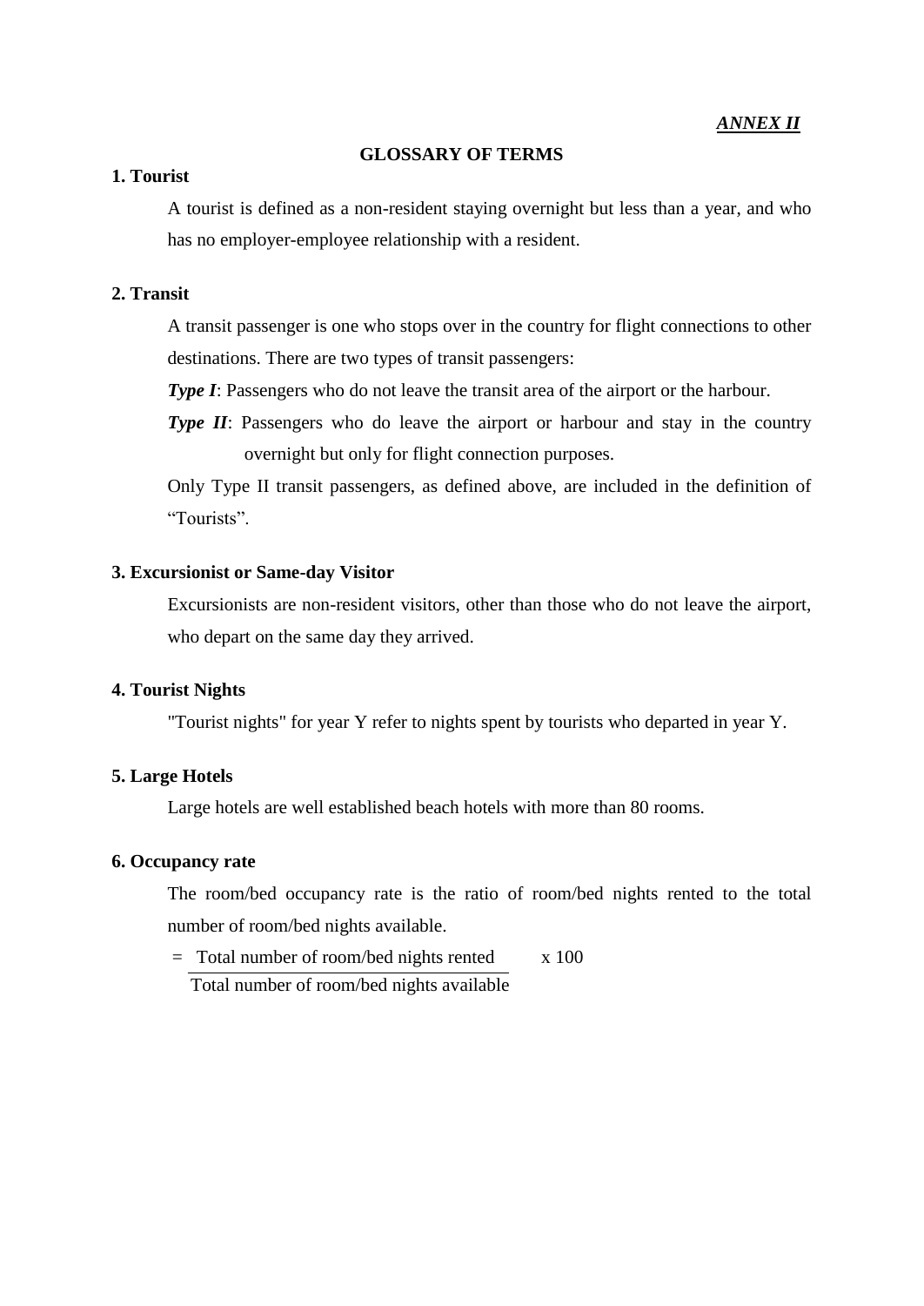*ANNEX II*

## GLOSSARY OF TERMS

### 1. Tourist

A tourist is defined as a non-resident staying overnight but less than a year, and who has no employer-employee relationship with a resident.

### 2. Transit

A transit passenger is one who stops over in the country for flight connections to other destinations. There are two types of transit passengers:

***Type I***: Passengers who do not leave the transit area of the airport or the harbour.

***Type II***: Passengers who do leave the airport or harbour and stay in the country overnight but only for flight connection purposes.

Only Type II transit passengers, as defined above, are included in the definition of "Tourists".

### 3. Excursionist or Same-day Visitor

Excursionists are non-resident visitors, other than those who do not leave the airport, who depart on the same day they arrived.

### 4. Tourist Nights

"Tourist nights" for year Y refer to nights spent by tourists who departed in year Y.

### 5. Large Hotels

Large hotels are well established beach hotels with more than 80 rooms.

### 6. Occupancy rate

The room/bed occupancy rate is the ratio of room/bed nights rented to the total number of room/bed nights available.

$$= \frac{\text{Total number of room/bed nights rented}}{\text{Total number of room/bed nights available}} \times 100$$